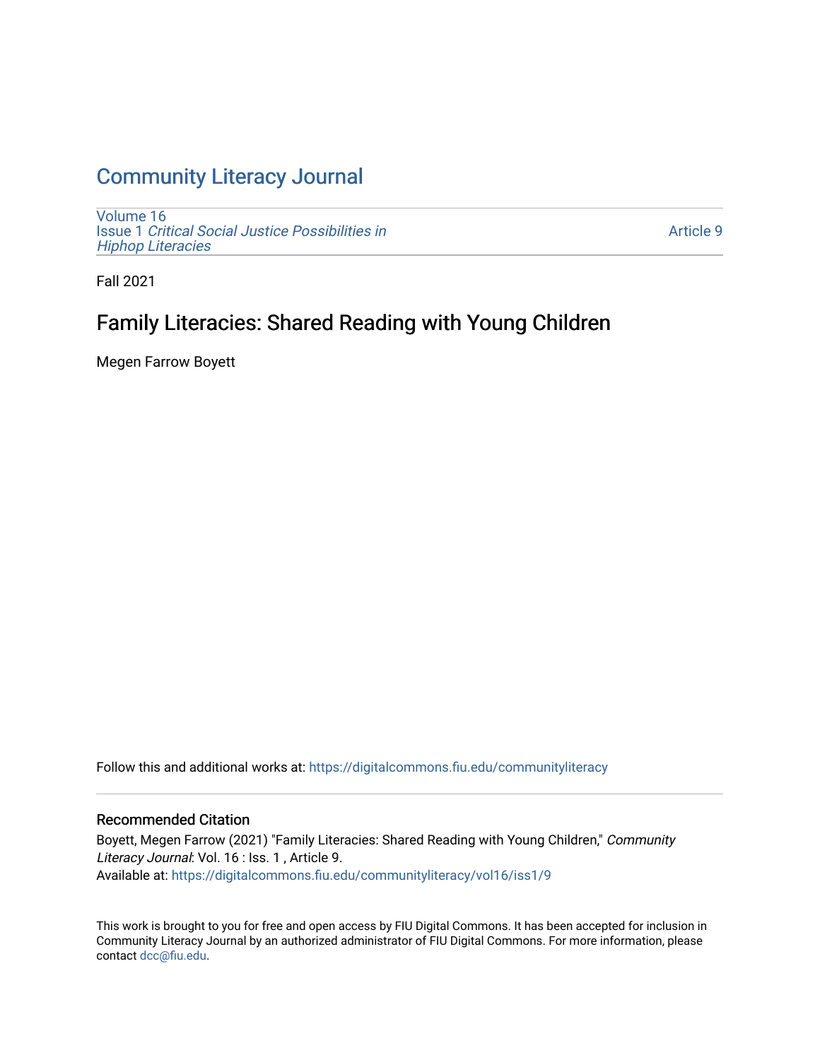# Community Literacy Journal

Volume 16
Issue 1 *Critical Social Justice Possibilities in Hiphop Literacies*

Article 9

Fall 2021

## Family Literacies: Shared Reading with Young Children

Megen Farrow Boyett

Follow this and additional works at: https://digitalcommons.fiu.edu/communityliteracy

### Recommended Citation

Boyett, Megen Farrow (2021) "Family Literacies: Shared Reading with Young Children," *Community Literacy Journal*: Vol. 16 : Iss. 1 , Article 9.
Available at: https://digitalcommons.fiu.edu/communityliteracy/vol16/iss1/9

This work is brought to you for free and open access by FIU Digital Commons. It has been accepted for inclusion in Community Literacy Journal by an authorized administrator of FIU Digital Commons. For more information, please contact dcc@fiu.edu.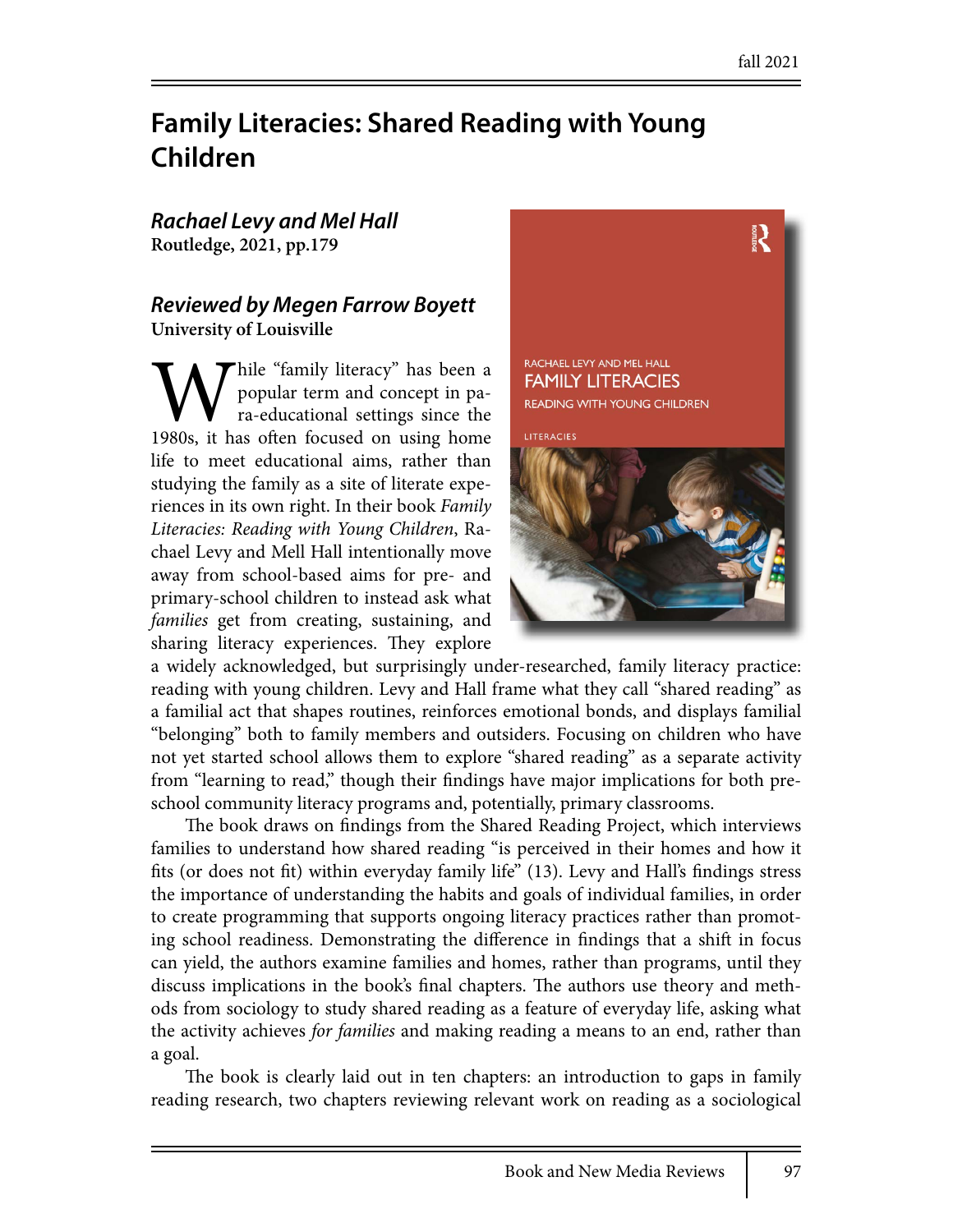# Family Literacies: Shared Reading with Young Children

***Rachael Levy and Mel Hall***
**Routledge, 2021, pp.179**

***Reviewed by Megen Farrow Boyett***
**University of Louisville**

While "family literacy" has been a popular term and concept in para-educational settings since the 1980s, it has often focused on using home life to meet educational aims, rather than studying the family as a site of literate experiences in its own right. In their book *Family Literacies: Reading with Young Children*, Rachael Levy and Mell Hall intentionally move away from school-based aims for pre- and primary-school children to instead ask what *families* get from creating, sustaining, and sharing literacy experiences. They explore a widely acknowledged, but surprisingly under-researched, family literacy practice: reading with young children. Levy and Hall frame what they call "shared reading" as a familial act that shapes routines, reinforces emotional bonds, and displays familial "belonging" both to family members and outsiders. Focusing on children who have not yet started school allows them to explore "shared reading" as a separate activity from "learning to read," though their findings have major implications for both preschool community literacy programs and, potentially, primary classrooms.

The book draws on findings from the Shared Reading Project, which interviews families to understand how shared reading "is perceived in their homes and how it fits (or does not fit) within everyday family life" (13). Levy and Hall's findings stress the importance of understanding the habits and goals of individual families, in order to create programming that supports ongoing literacy practices rather than promoting school readiness. Demonstrating the difference in findings that a shift in focus can yield, the authors examine families and homes, rather than programs, until they discuss implications in the book's final chapters. The authors use theory and methods from sociology to study shared reading as a feature of everyday life, asking what the activity achieves *for families* and making reading a means to an end, rather than a goal.

The book is clearly laid out in ten chapters: an introduction to gaps in family reading research, two chapters reviewing relevant work on reading as a sociological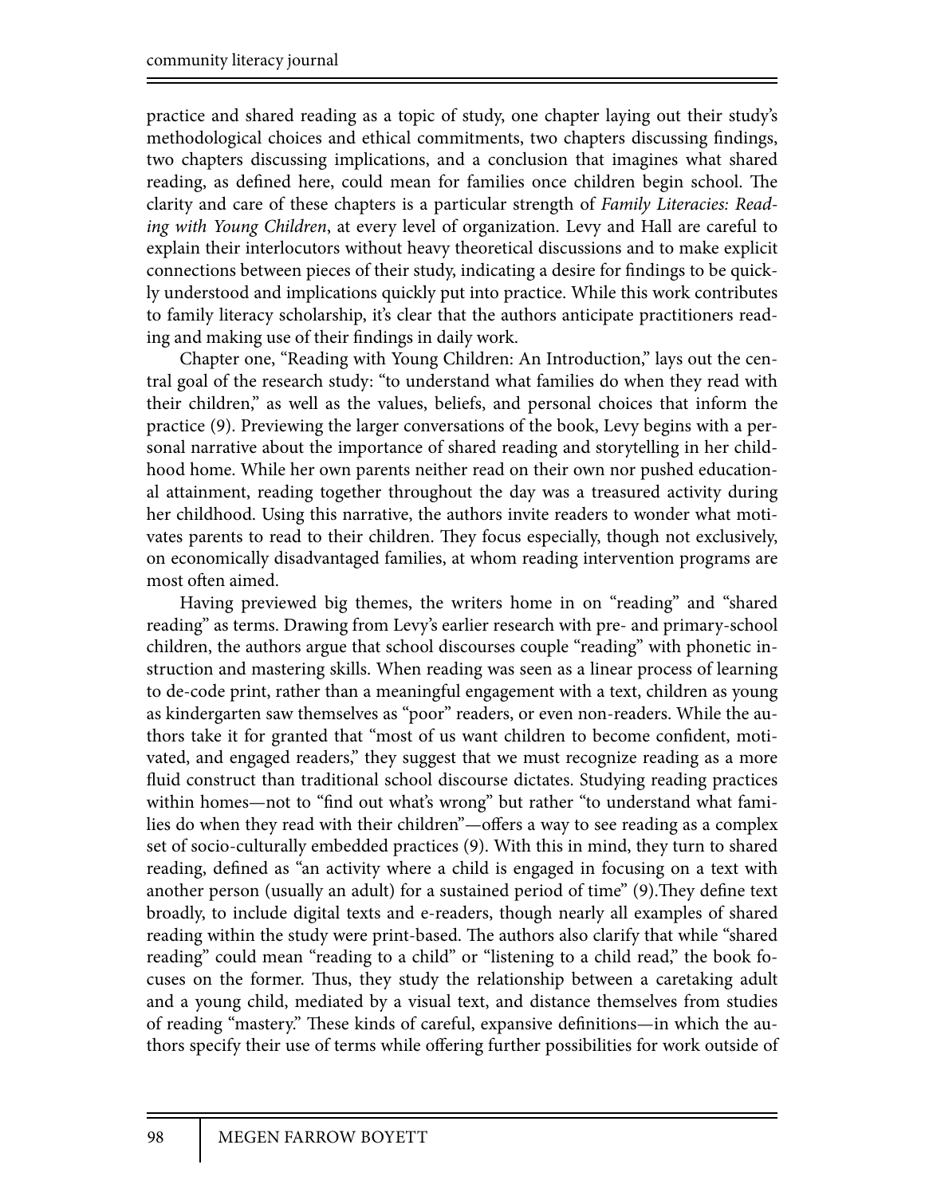practice and shared reading as a topic of study, one chapter laying out their study's methodological choices and ethical commitments, two chapters discussing findings, two chapters discussing implications, and a conclusion that imagines what shared reading, as defined here, could mean for families once children begin school. The clarity and care of these chapters is a particular strength of *Family Literacies: Reading with Young Children*, at every level of organization. Levy and Hall are careful to explain their interlocutors without heavy theoretical discussions and to make explicit connections between pieces of their study, indicating a desire for findings to be quickly understood and implications quickly put into practice. While this work contributes to family literacy scholarship, it's clear that the authors anticipate practitioners reading and making use of their findings in daily work.

Chapter one, "Reading with Young Children: An Introduction," lays out the central goal of the research study: "to understand what families do when they read with their children," as well as the values, beliefs, and personal choices that inform the practice (9). Previewing the larger conversations of the book, Levy begins with a personal narrative about the importance of shared reading and storytelling in her childhood home. While her own parents neither read on their own nor pushed educational attainment, reading together throughout the day was a treasured activity during her childhood. Using this narrative, the authors invite readers to wonder what motivates parents to read to their children. They focus especially, though not exclusively, on economically disadvantaged families, at whom reading intervention programs are most often aimed.

Having previewed big themes, the writers home in on "reading" and "shared reading" as terms. Drawing from Levy's earlier research with pre- and primary-school children, the authors argue that school discourses couple "reading" with phonetic instruction and mastering skills. When reading was seen as a linear process of learning to de-code print, rather than a meaningful engagement with a text, children as young as kindergarten saw themselves as "poor" readers, or even non-readers. While the authors take it for granted that "most of us want children to become confident, motivated, and engaged readers," they suggest that we must recognize reading as a more fluid construct than traditional school discourse dictates. Studying reading practices within homes—not to "find out what's wrong" but rather "to understand what families do when they read with their children"—offers a way to see reading as a complex set of socio-culturally embedded practices (9). With this in mind, they turn to shared reading, defined as "an activity where a child is engaged in focusing on a text with another person (usually an adult) for a sustained period of time" (9).They define text broadly, to include digital texts and e-readers, though nearly all examples of shared reading within the study were print-based. The authors also clarify that while "shared reading" could mean "reading to a child" or "listening to a child read," the book focuses on the former. Thus, they study the relationship between a caretaking adult and a young child, mediated by a visual text, and distance themselves from studies of reading "mastery." These kinds of careful, expansive definitions—in which the authors specify their use of terms while offering further possibilities for work outside of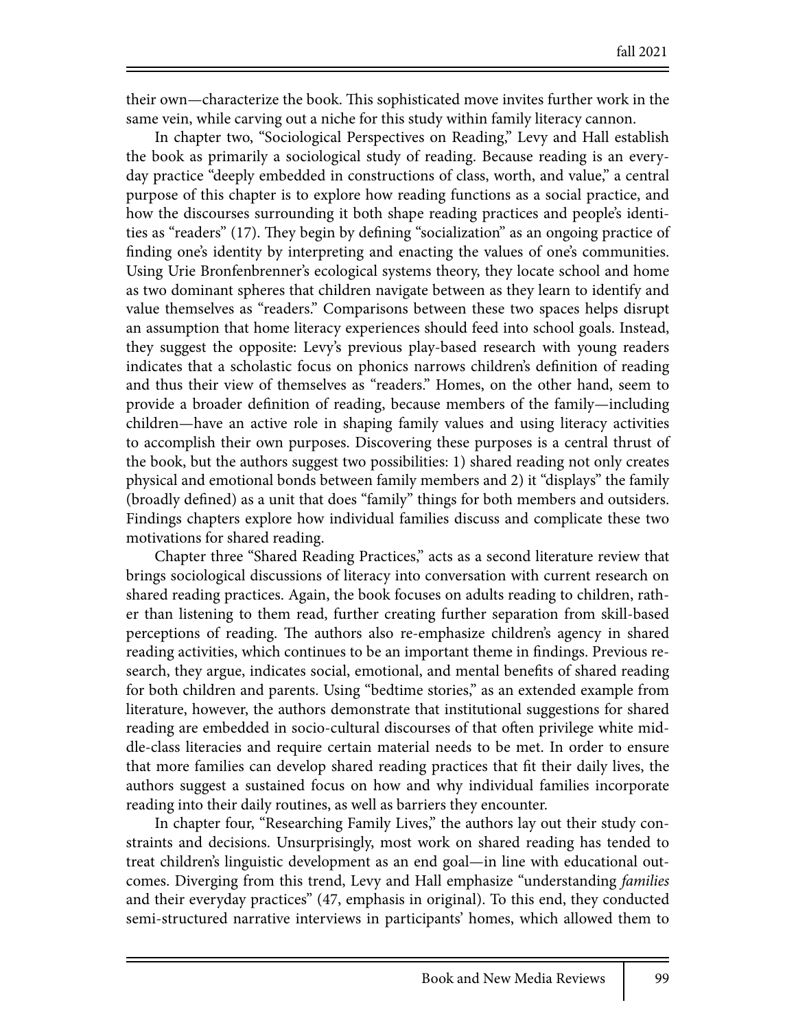their own—characterize the book. This sophisticated move invites further work in the same vein, while carving out a niche for this study within family literacy cannon.

In chapter two, "Sociological Perspectives on Reading," Levy and Hall establish the book as primarily a sociological study of reading. Because reading is an everyday practice "deeply embedded in constructions of class, worth, and value," a central purpose of this chapter is to explore how reading functions as a social practice, and how the discourses surrounding it both shape reading practices and people's identities as "readers" (17). They begin by defining "socialization" as an ongoing practice of finding one's identity by interpreting and enacting the values of one's communities. Using Urie Bronfenbrenner's ecological systems theory, they locate school and home as two dominant spheres that children navigate between as they learn to identify and value themselves as "readers." Comparisons between these two spaces helps disrupt an assumption that home literacy experiences should feed into school goals. Instead, they suggest the opposite: Levy's previous play-based research with young readers indicates that a scholastic focus on phonics narrows children's definition of reading and thus their view of themselves as "readers." Homes, on the other hand, seem to provide a broader definition of reading, because members of the family—including children—have an active role in shaping family values and using literacy activities to accomplish their own purposes. Discovering these purposes is a central thrust of the book, but the authors suggest two possibilities: 1) shared reading not only creates physical and emotional bonds between family members and 2) it "displays" the family (broadly defined) as a unit that does "family" things for both members and outsiders. Findings chapters explore how individual families discuss and complicate these two motivations for shared reading.

Chapter three "Shared Reading Practices," acts as a second literature review that brings sociological discussions of literacy into conversation with current research on shared reading practices. Again, the book focuses on adults reading to children, rather than listening to them read, further creating further separation from skill-based perceptions of reading. The authors also re-emphasize children's agency in shared reading activities, which continues to be an important theme in findings. Previous research, they argue, indicates social, emotional, and mental benefits of shared reading for both children and parents. Using "bedtime stories," as an extended example from literature, however, the authors demonstrate that institutional suggestions for shared reading are embedded in socio-cultural discourses of that often privilege white middle-class literacies and require certain material needs to be met. In order to ensure that more families can develop shared reading practices that fit their daily lives, the authors suggest a sustained focus on how and why individual families incorporate reading into their daily routines, as well as barriers they encounter.

In chapter four, "Researching Family Lives," the authors lay out their study constraints and decisions. Unsurprisingly, most work on shared reading has tended to treat children's linguistic development as an end goal—in line with educational outcomes. Diverging from this trend, Levy and Hall emphasize "understanding *families* and their everyday practices" (47, emphasis in original). To this end, they conducted semi-structured narrative interviews in participants' homes, which allowed them to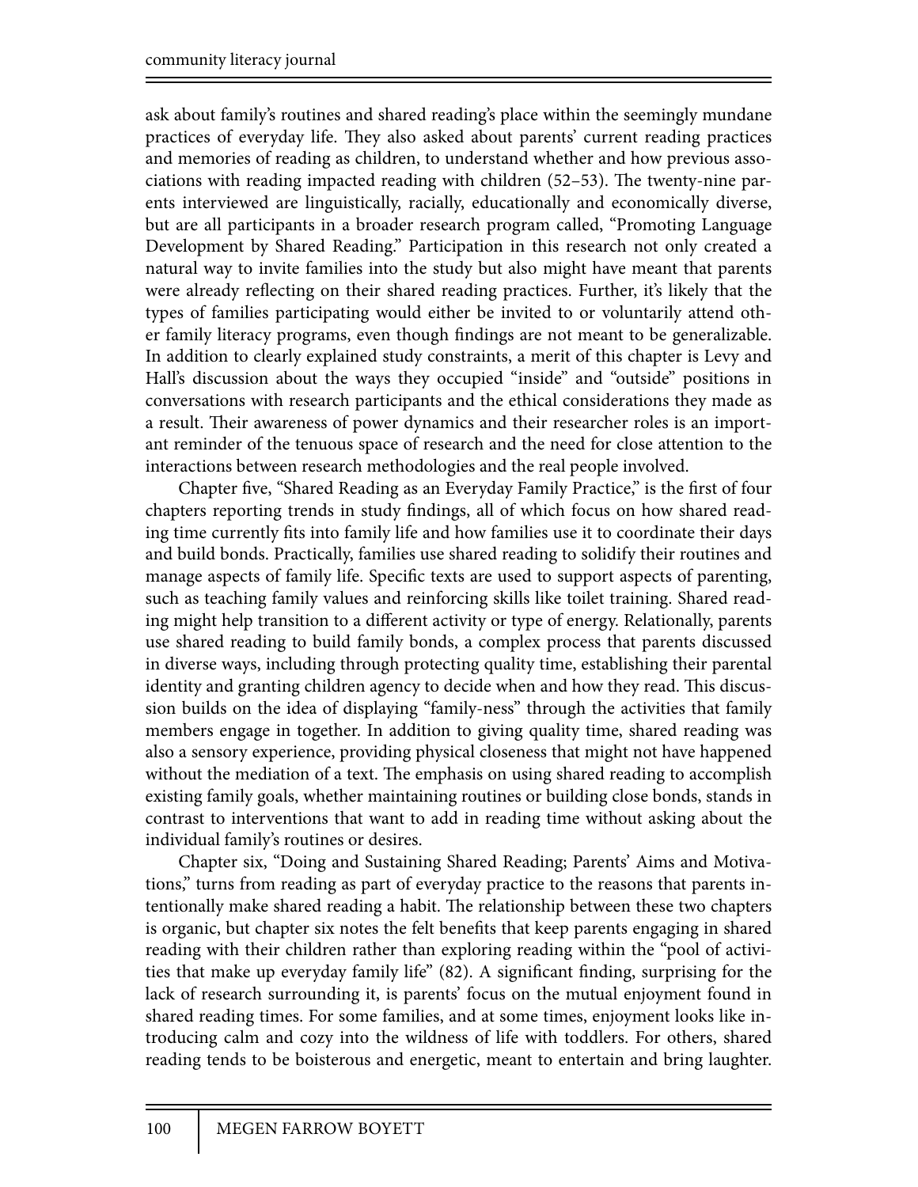ask about family's routines and shared reading's place within the seemingly mundane practices of everyday life. They also asked about parents' current reading practices and memories of reading as children, to understand whether and how previous associations with reading impacted reading with children (52–53). The twenty-nine parents interviewed are linguistically, racially, educationally and economically diverse, but are all participants in a broader research program called, "Promoting Language Development by Shared Reading." Participation in this research not only created a natural way to invite families into the study but also might have meant that parents were already reflecting on their shared reading practices. Further, it's likely that the types of families participating would either be invited to or voluntarily attend other family literacy programs, even though findings are not meant to be generalizable. In addition to clearly explained study constraints, a merit of this chapter is Levy and Hall's discussion about the ways they occupied "inside" and "outside" positions in conversations with research participants and the ethical considerations they made as a result. Their awareness of power dynamics and their researcher roles is an important reminder of the tenuous space of research and the need for close attention to the interactions between research methodologies and the real people involved.

Chapter five, "Shared Reading as an Everyday Family Practice," is the first of four chapters reporting trends in study findings, all of which focus on how shared reading time currently fits into family life and how families use it to coordinate their days and build bonds. Practically, families use shared reading to solidify their routines and manage aspects of family life. Specific texts are used to support aspects of parenting, such as teaching family values and reinforcing skills like toilet training. Shared reading might help transition to a different activity or type of energy. Relationally, parents use shared reading to build family bonds, a complex process that parents discussed in diverse ways, including through protecting quality time, establishing their parental identity and granting children agency to decide when and how they read. This discussion builds on the idea of displaying "family-ness" through the activities that family members engage in together. In addition to giving quality time, shared reading was also a sensory experience, providing physical closeness that might not have happened without the mediation of a text. The emphasis on using shared reading to accomplish existing family goals, whether maintaining routines or building close bonds, stands in contrast to interventions that want to add in reading time without asking about the individual family's routines or desires.

Chapter six, "Doing and Sustaining Shared Reading; Parents' Aims and Motivations," turns from reading as part of everyday practice to the reasons that parents intentionally make shared reading a habit. The relationship between these two chapters is organic, but chapter six notes the felt benefits that keep parents engaging in shared reading with their children rather than exploring reading within the "pool of activities that make up everyday family life" (82). A significant finding, surprising for the lack of research surrounding it, is parents' focus on the mutual enjoyment found in shared reading times. For some families, and at some times, enjoyment looks like introducing calm and cozy into the wildness of life with toddlers. For others, shared reading tends to be boisterous and energetic, meant to entertain and bring laughter.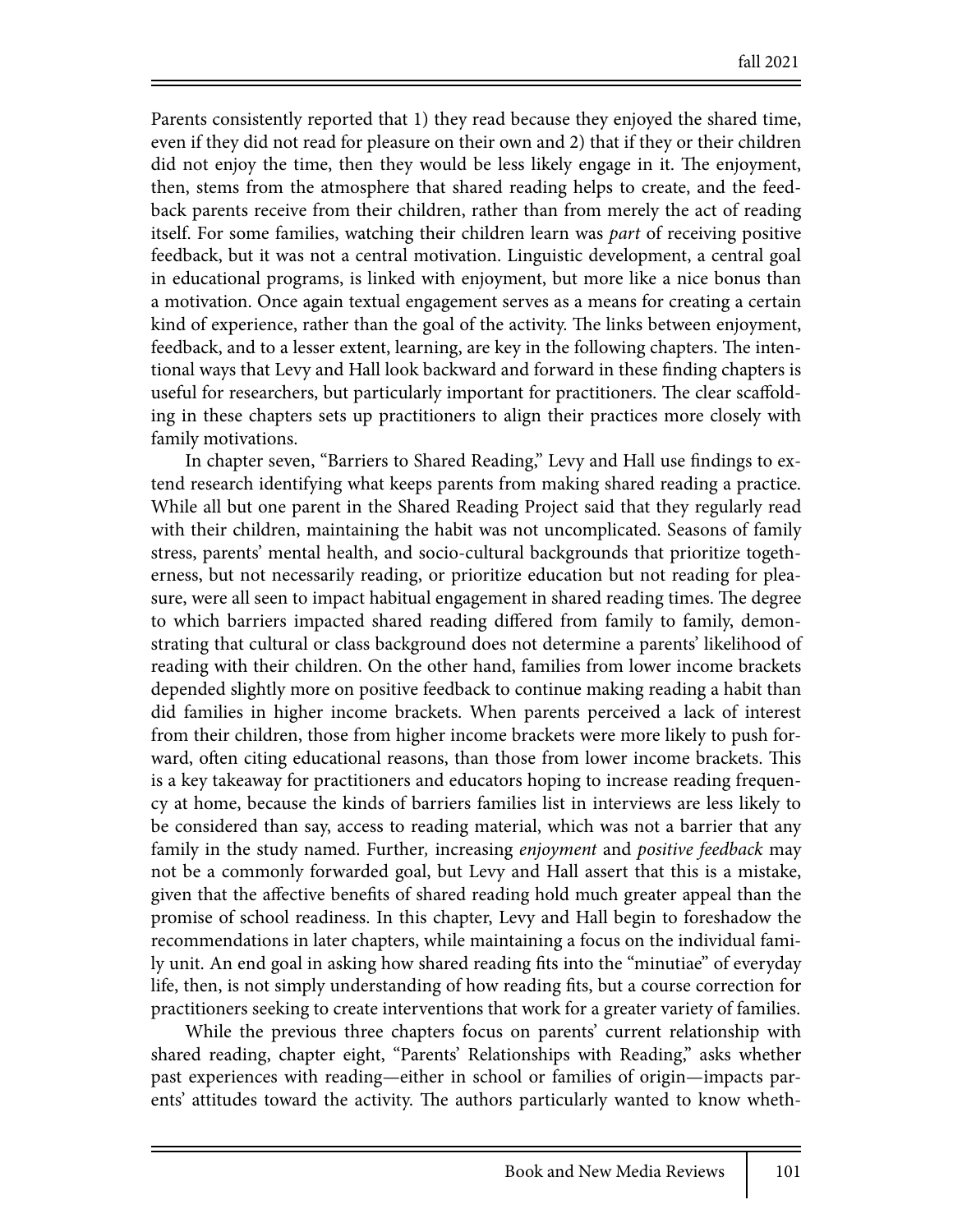Parents consistently reported that 1) they read because they enjoyed the shared time, even if they did not read for pleasure on their own and 2) that if they or their children did not enjoy the time, then they would be less likely engage in it. The enjoyment, then, stems from the atmosphere that shared reading helps to create, and the feedback parents receive from their children, rather than from merely the act of reading itself. For some families, watching their children learn was *part* of receiving positive feedback, but it was not a central motivation. Linguistic development, a central goal in educational programs, is linked with enjoyment, but more like a nice bonus than a motivation. Once again textual engagement serves as a means for creating a certain kind of experience, rather than the goal of the activity. The links between enjoyment, feedback, and to a lesser extent, learning, are key in the following chapters. The intentional ways that Levy and Hall look backward and forward in these finding chapters is useful for researchers, but particularly important for practitioners. The clear scaffolding in these chapters sets up practitioners to align their practices more closely with family motivations.

In chapter seven, "Barriers to Shared Reading," Levy and Hall use findings to extend research identifying what keeps parents from making shared reading a practice. While all but one parent in the Shared Reading Project said that they regularly read with their children, maintaining the habit was not uncomplicated. Seasons of family stress, parents' mental health, and socio-cultural backgrounds that prioritize togetherness, but not necessarily reading, or prioritize education but not reading for pleasure, were all seen to impact habitual engagement in shared reading times. The degree to which barriers impacted shared reading differed from family to family, demonstrating that cultural or class background does not determine a parents' likelihood of reading with their children. On the other hand, families from lower income brackets depended slightly more on positive feedback to continue making reading a habit than did families in higher income brackets. When parents perceived a lack of interest from their children, those from higher income brackets were more likely to push forward, often citing educational reasons, than those from lower income brackets. This is a key takeaway for practitioners and educators hoping to increase reading frequency at home, because the kinds of barriers families list in interviews are less likely to be considered than say, access to reading material, which was not a barrier that any family in the study named. Further, increasing *enjoyment* and *positive feedback* may not be a commonly forwarded goal, but Levy and Hall assert that this is a mistake, given that the affective benefits of shared reading hold much greater appeal than the promise of school readiness. In this chapter, Levy and Hall begin to foreshadow the recommendations in later chapters, while maintaining a focus on the individual family unit. An end goal in asking how shared reading fits into the "minutiae" of everyday life, then, is not simply understanding of how reading fits, but a course correction for practitioners seeking to create interventions that work for a greater variety of families.

While the previous three chapters focus on parents' current relationship with shared reading, chapter eight, "Parents' Relationships with Reading," asks whether past experiences with reading—either in school or families of origin—impacts parents' attitudes toward the activity. The authors particularly wanted to know wheth-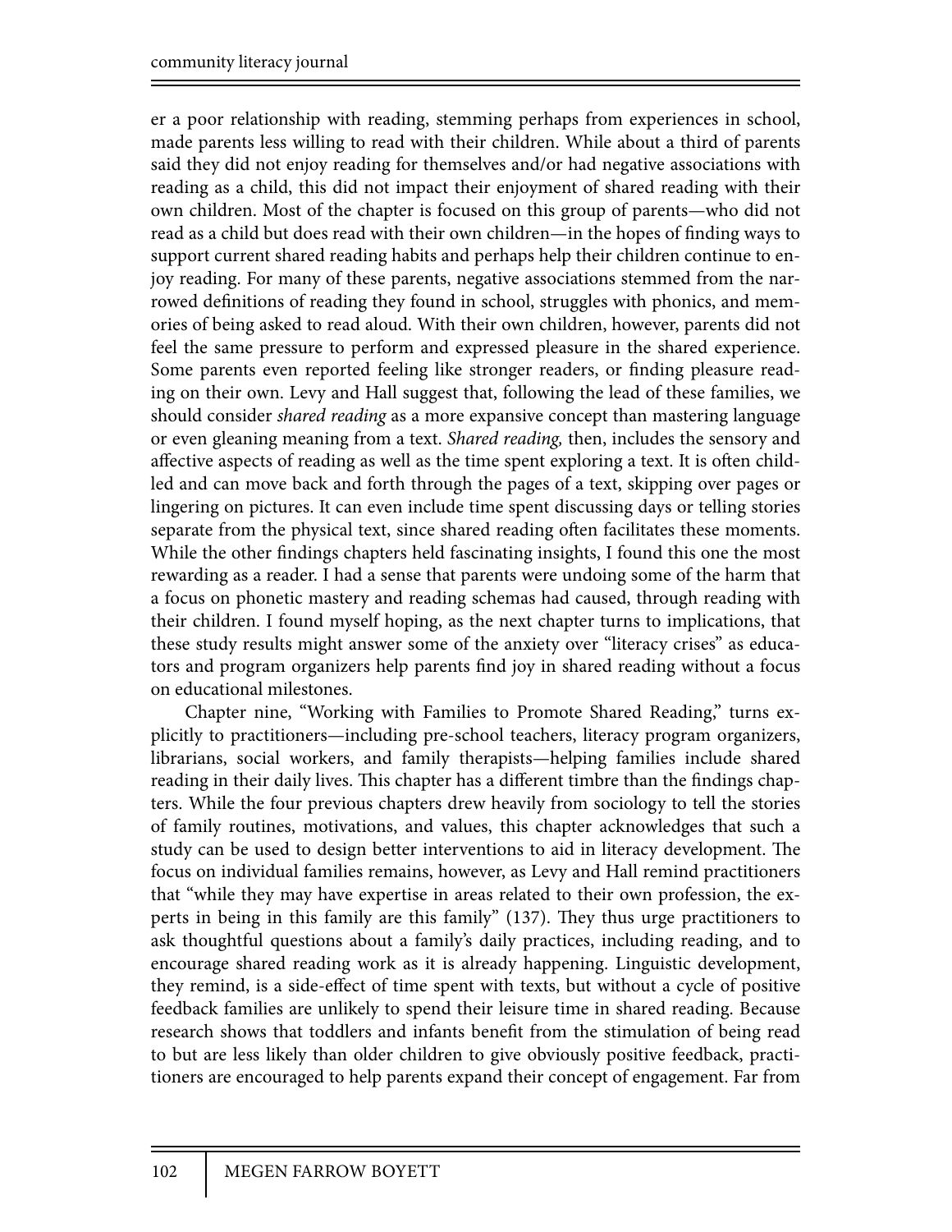er a poor relationship with reading, stemming perhaps from experiences in school, made parents less willing to read with their children. While about a third of parents said they did not enjoy reading for themselves and/or had negative associations with reading as a child, this did not impact their enjoyment of shared reading with their own children. Most of the chapter is focused on this group of parents—who did not read as a child but does read with their own children—in the hopes of finding ways to support current shared reading habits and perhaps help their children continue to enjoy reading. For many of these parents, negative associations stemmed from the narrowed definitions of reading they found in school, struggles with phonics, and memories of being asked to read aloud. With their own children, however, parents did not feel the same pressure to perform and expressed pleasure in the shared experience. Some parents even reported feeling like stronger readers, or finding pleasure reading on their own. Levy and Hall suggest that, following the lead of these families, we should consider *shared reading* as a more expansive concept than mastering language or even gleaning meaning from a text. *Shared reading,* then, includes the sensory and affective aspects of reading as well as the time spent exploring a text. It is often child-led and can move back and forth through the pages of a text, skipping over pages or lingering on pictures. It can even include time spent discussing days or telling stories separate from the physical text, since shared reading often facilitates these moments. While the other findings chapters held fascinating insights, I found this one the most rewarding as a reader. I had a sense that parents were undoing some of the harm that a focus on phonetic mastery and reading schemas had caused, through reading with their children. I found myself hoping, as the next chapter turns to implications, that these study results might answer some of the anxiety over "literacy crises" as educators and program organizers help parents find joy in shared reading without a focus on educational milestones.

Chapter nine, "Working with Families to Promote Shared Reading," turns explicitly to practitioners—including pre-school teachers, literacy program organizers, librarians, social workers, and family therapists—helping families include shared reading in their daily lives. This chapter has a different timbre than the findings chapters. While the four previous chapters drew heavily from sociology to tell the stories of family routines, motivations, and values, this chapter acknowledges that such a study can be used to design better interventions to aid in literacy development. The focus on individual families remains, however, as Levy and Hall remind practitioners that "while they may have expertise in areas related to their own profession, the experts in being in this family are this family" (137). They thus urge practitioners to ask thoughtful questions about a family's daily practices, including reading, and to encourage shared reading work as it is already happening. Linguistic development, they remind, is a side-effect of time spent with texts, but without a cycle of positive feedback families are unlikely to spend their leisure time in shared reading. Because research shows that toddlers and infants benefit from the stimulation of being read to but are less likely than older children to give obviously positive feedback, practitioners are encouraged to help parents expand their concept of engagement. Far from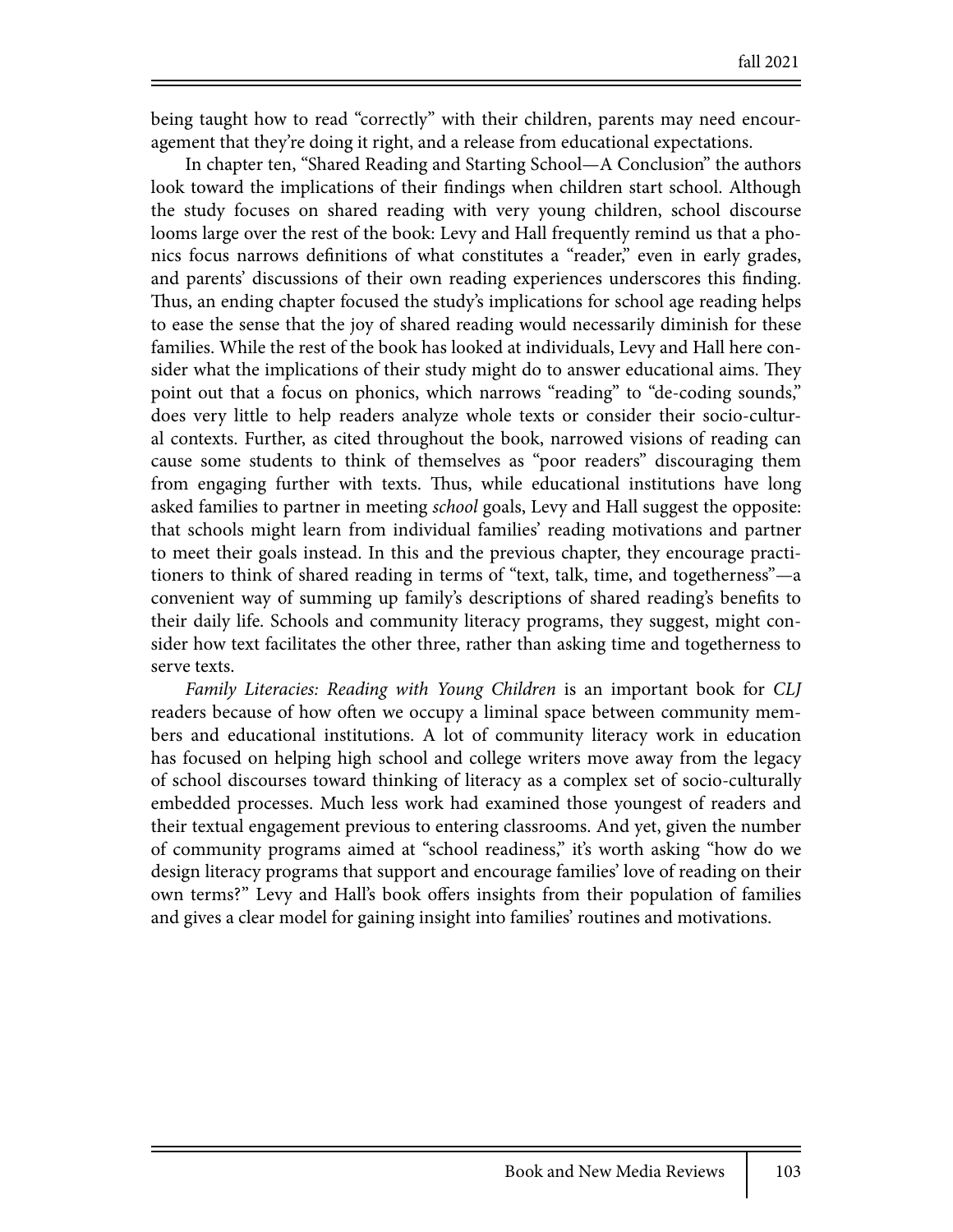being taught how to read "correctly" with their children, parents may need encouragement that they're doing it right, and a release from educational expectations.

In chapter ten, "Shared Reading and Starting School—A Conclusion" the authors look toward the implications of their findings when children start school. Although the study focuses on shared reading with very young children, school discourse looms large over the rest of the book: Levy and Hall frequently remind us that a phonics focus narrows definitions of what constitutes a "reader," even in early grades, and parents' discussions of their own reading experiences underscores this finding. Thus, an ending chapter focused the study's implications for school age reading helps to ease the sense that the joy of shared reading would necessarily diminish for these families. While the rest of the book has looked at individuals, Levy and Hall here consider what the implications of their study might do to answer educational aims. They point out that a focus on phonics, which narrows "reading" to "de-coding sounds," does very little to help readers analyze whole texts or consider their socio-cultural contexts. Further, as cited throughout the book, narrowed visions of reading can cause some students to think of themselves as "poor readers" discouraging them from engaging further with texts. Thus, while educational institutions have long asked families to partner in meeting *school* goals, Levy and Hall suggest the opposite: that schools might learn from individual families' reading motivations and partner to meet their goals instead. In this and the previous chapter, they encourage practitioners to think of shared reading in terms of "text, talk, time, and togetherness"—a convenient way of summing up family's descriptions of shared reading's benefits to their daily life. Schools and community literacy programs, they suggest, might consider how text facilitates the other three, rather than asking time and togetherness to serve texts.

*Family Literacies: Reading with Young Children* is an important book for *CLJ* readers because of how often we occupy a liminal space between community members and educational institutions. A lot of community literacy work in education has focused on helping high school and college writers move away from the legacy of school discourses toward thinking of literacy as a complex set of socio-culturally embedded processes. Much less work had examined those youngest of readers and their textual engagement previous to entering classrooms. And yet, given the number of community programs aimed at "school readiness," it's worth asking "how do we design literacy programs that support and encourage families' love of reading on their own terms?" Levy and Hall's book offers insights from their population of families and gives a clear model for gaining insight into families' routines and motivations.